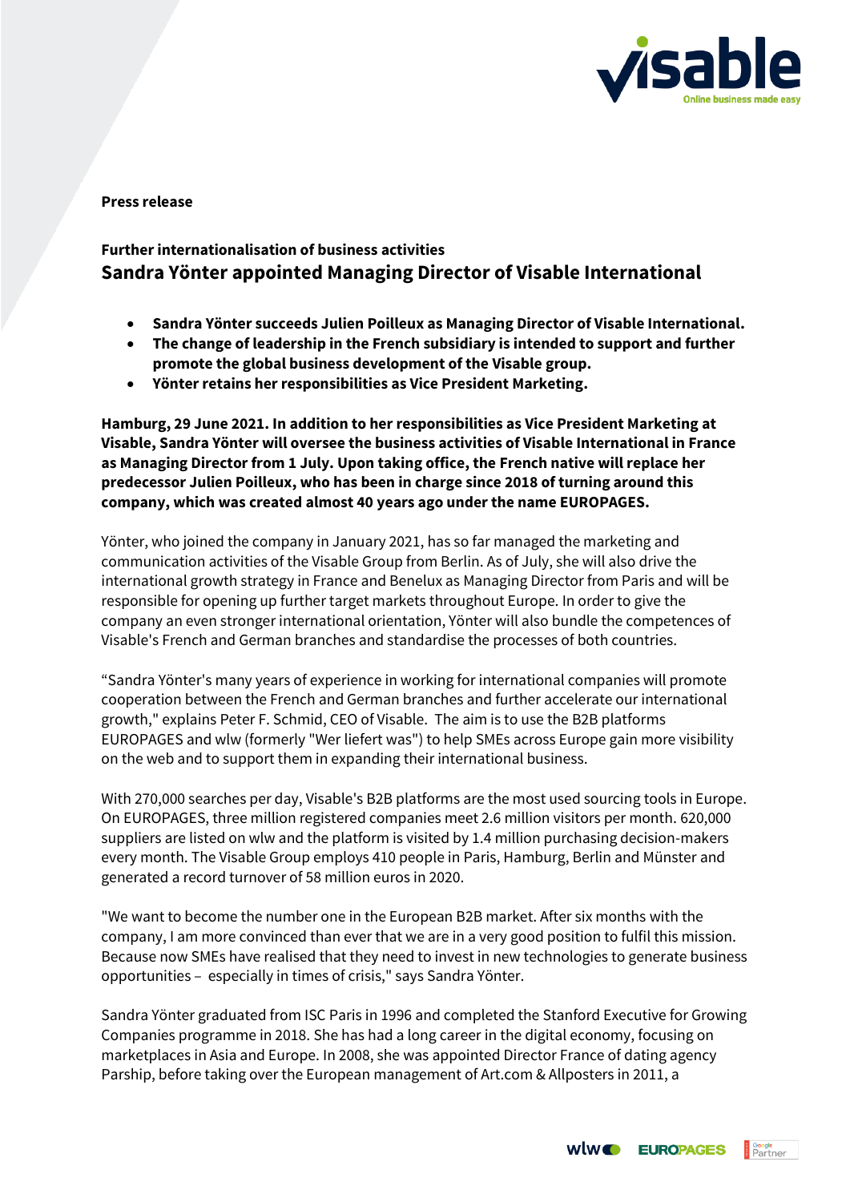**Press release**

**Further internationalisation of business activities**

# Sandra Yönter appointed Managing Director of Visable International

- **Sandra Yönter succeeds Julien Poilleux as Managing Director of Visable International.**
- **The change of leadership in the French subsidiary is intended to support and further promote the global business development of the Visable group.**
- **Yönter retains her responsibilities as Vice President Marketing.**

**Hamburg, 29 June 2021. In addition to her responsibilities as Vice President Marketing at Visable, Sandra Yönter will oversee the business activities of Visable International in France as Managing Director from 1 July. Upon taking office, the French native will replace her predecessor Julien Poilleux, who has been in charge since 2018 of turning around this company, which was created almost 40 years ago under the name EUROPAGES.**

Yönter, who joined the company in January 2021, has so far managed the marketing and communication activities of the Visable Group from Berlin. As of July, she will also drive the international growth strategy in France and Benelux as Managing Director from Paris and will be responsible for opening up further target markets throughout Europe. In order to give the company an even stronger international orientation, Yönter will also bundle the competences of Visable's French and German branches and standardise the processes of both countries.

"Sandra Yönter's many years of experience in working for international companies will promote cooperation between the French and German branches and further accelerate our international growth," explains Peter F. Schmid, CEO of Visable. The aim is to use the B2B platforms EUROPAGES and wlw (formerly "Wer liefert was") to help SMEs across Europe gain more visibility on the web and to support them in expanding their international business.

With 270,000 searches per day, Visable's B2B platforms are the most used sourcing tools in Europe. On EUROPAGES, three million registered companies meet 2.6 million visitors per month. 620,000 suppliers are listed on wlw and the platform is visited by 1.4 million purchasing decision-makers every month. The Visable Group employs 410 people in Paris, Hamburg, Berlin and Münster and generated a record turnover of 58 million euros in 2020.

"We want to become the number one in the European B2B market. After six months with the company, I am more convinced than ever that we are in a very good position to fulfil this mission. Because now SMEs have realised that they need to invest in new technologies to generate business opportunities – especially in times of crisis," says Sandra Yönter.

Sandra Yönter graduated from ISC Paris in 1996 and completed the Stanford Executive for Growing Companies programme in 2018. She has had a long career in the digital economy, focusing on marketplaces in Asia and Europe. In 2008, she was appointed Director France of dating agency Parship, before taking over the European management of Art.com & Allposters in 2011, a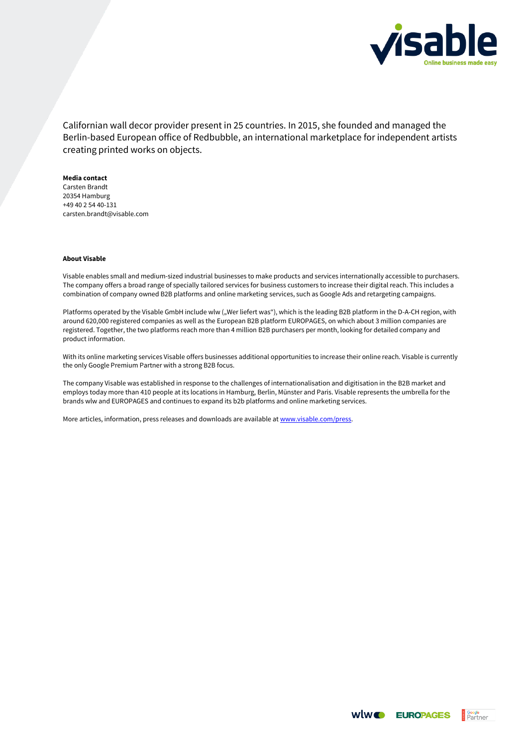Californian wall decor provider present in 25 countries. In 2015, she founded and managed the Berlin-based European office of Redbubble, an international marketplace for independent artists creating printed works on objects.

**Media contact**
Carsten Brandt
20354 Hamburg
+49 40 2 54 40-131
carsten.brandt@visable.com

**About Visable**

Visable enables small and medium-sized industrial businesses to make products and services internationally accessible to purchasers. The company offers a broad range of specially tailored services for business customers to increase their digital reach. This includes a combination of company owned B2B platforms and online marketing services, such as Google Ads and retargeting campaigns.

Platforms operated by the Visable GmbH include wlw („Wer liefert was"), which is the leading B2B platform in the D-A-CH region, with around 620,000 registered companies as well as the European B2B platform EUROPAGES, on which about 3 million companies are registered. Together, the two platforms reach more than 4 million B2B purchasers per month, looking for detailed company and product information.

With its online marketing services Visable offers businesses additional opportunities to increase their online reach. Visable is currently the only Google Premium Partner with a strong B2B focus.

The company Visable was established in response to the challenges of internationalisation and digitisation in the B2B market and employs today more than 410 people at its locations in Hamburg, Berlin, Münster and Paris. Visable represents the umbrella for the brands wlw and EUROPAGES and continues to expand its b2b platforms and online marketing services.

More articles, information, press releases and downloads are available at www.visable.com/press.